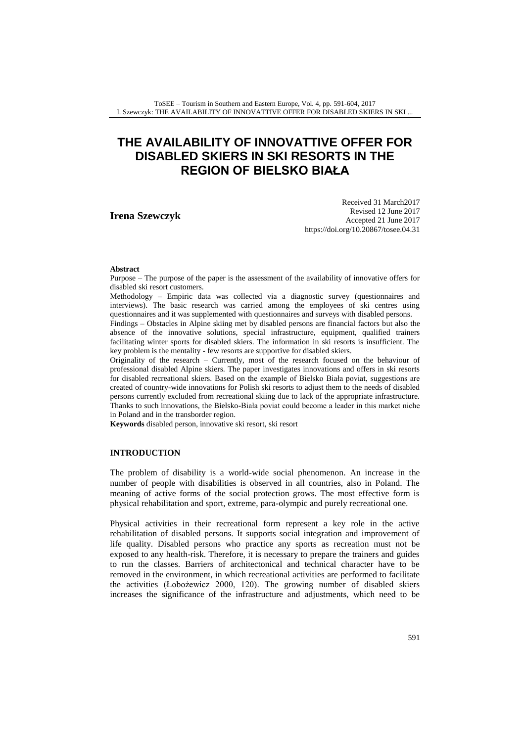# THE AVAILABILITY OF INNOVATTIVE OFFER FOR DISABLED SKIERS IN SKI RESORTS IN THE REGION OF BIELSKO BIAŁA

**Irena Szewczyk**

Received 31 March2017
Revised 12 June 2017
Accepted 21 June 2017
https://doi.org/10.20867/tosee.04.31

**Abstract**

Purpose – The purpose of the paper is the assessment of the availability of innovative offers for disabled ski resort customers.

Methodology – Empiric data was collected via a diagnostic survey (questionnaires and interviews). The basic research was carried among the employees of ski centres using questionnaires and it was supplemented with questionnaires and surveys with disabled persons.

Findings – Obstacles in Alpine skiing met by disabled persons are financial factors but also the absence of the innovative solutions, special infrastructure, equipment, qualified trainers facilitating winter sports for disabled skiers. The information in ski resorts is insufficient. The key problem is the mentality - few resorts are supportive for disabled skiers.

Originality of the research – Currently, most of the research focused on the behaviour of professional disabled Alpine skiers. The paper investigates innovations and offers in ski resorts for disabled recreational skiers. Based on the example of Bielsko Biała poviat, suggestions are created of country-wide innovations for Polish ski resorts to adjust them to the needs of disabled persons currently excluded from recreational skiing due to lack of the appropriate infrastructure. Thanks to such innovations, the Bielsko-Biała poviat could become a leader in this market niche in Poland and in the transborder region.

**Keywords** disabled person, innovative ski resort, ski resort

## INTRODUCTION

The problem of disability is a world-wide social phenomenon. An increase in the number of people with disabilities is observed in all countries, also in Poland. The meaning of active forms of the social protection grows. The most effective form is physical rehabilitation and sport, extreme, para-olympic and purely recreational one.

Physical activities in their recreational form represent a key role in the active rehabilitation of disabled persons. It supports social integration and improvement of life quality. Disabled persons who practice any sports as recreation must not be exposed to any health-risk. Therefore, it is necessary to prepare the trainers and guides to run the classes. Barriers of architectonical and technical character have to be removed in the environment, in which recreational activities are performed to facilitate the activities (Łobożewicz 2000, 120). The growing number of disabled skiers increases the significance of the infrastructure and adjustments, which need to be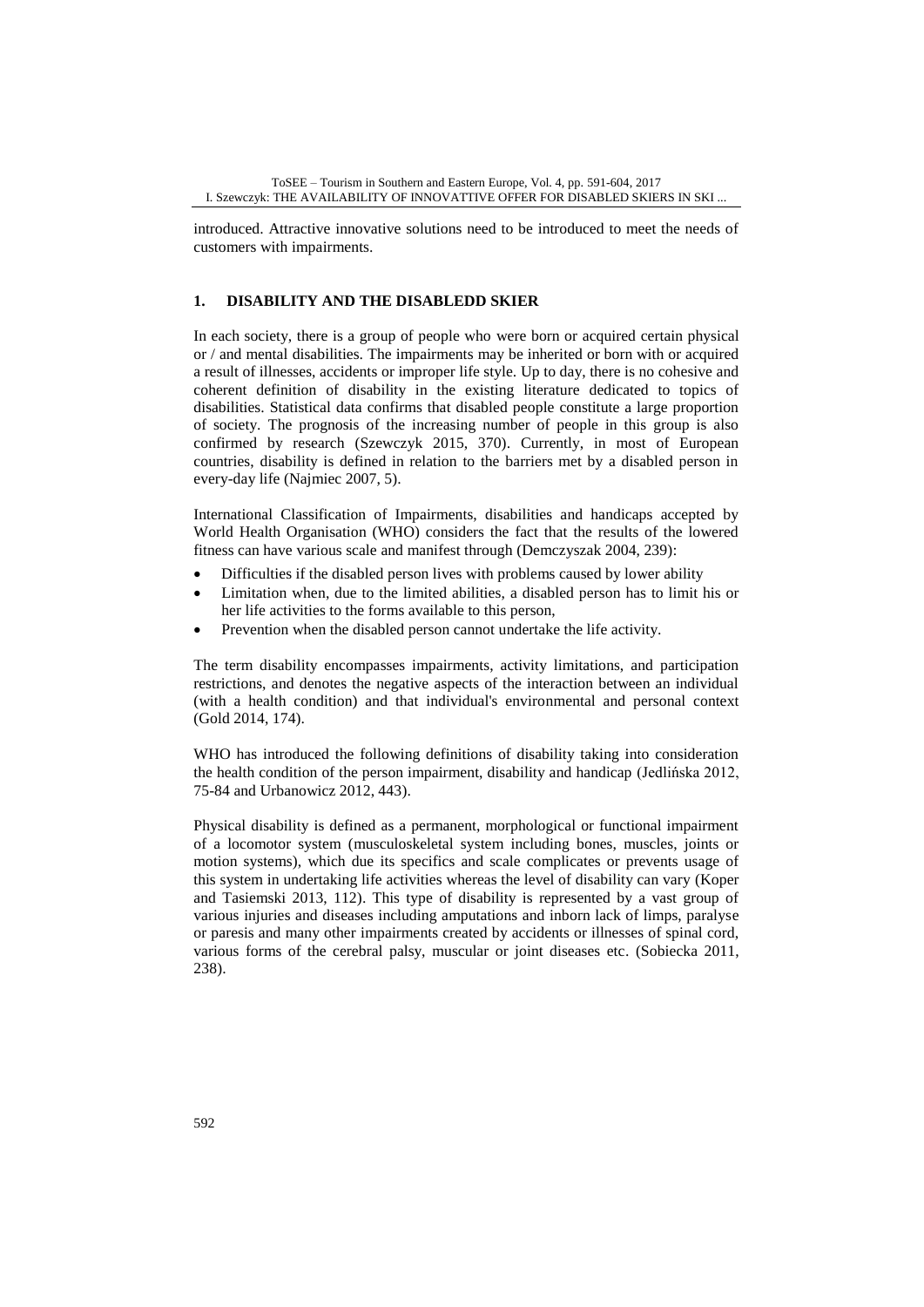introduced. Attractive innovative solutions need to be introduced to meet the needs of customers with impairments.

## 1. DISABILITY AND THE DISABLEDD SKIER

In each society, there is a group of people who were born or acquired certain physical or / and mental disabilities. The impairments may be inherited or born with or acquired a result of illnesses, accidents or improper life style. Up to day, there is no cohesive and coherent definition of disability in the existing literature dedicated to topics of disabilities. Statistical data confirms that disabled people constitute a large proportion of society. The prognosis of the increasing number of people in this group is also confirmed by research (Szewczyk 2015, 370). Currently, in most of European countries, disability is defined in relation to the barriers met by a disabled person in every-day life (Najmiec 2007, 5).

International Classification of Impairments, disabilities and handicaps accepted by World Health Organisation (WHO) considers the fact that the results of the lowered fitness can have various scale and manifest through (Demczyszak 2004, 239):

- Difficulties if the disabled person lives with problems caused by lower ability
- Limitation when, due to the limited abilities, a disabled person has to limit his or her life activities to the forms available to this person,
- Prevention when the disabled person cannot undertake the life activity.

The term disability encompasses impairments, activity limitations, and participation restrictions, and denotes the negative aspects of the interaction between an individual (with a health condition) and that individual's environmental and personal context (Gold 2014, 174).

WHO has introduced the following definitions of disability taking into consideration the health condition of the person impairment, disability and handicap (Jedlińska 2012, 75-84 and Urbanowicz 2012, 443).

Physical disability is defined as a permanent, morphological or functional impairment of a locomotor system (musculoskeletal system including bones, muscles, joints or motion systems), which due its specifics and scale complicates or prevents usage of this system in undertaking life activities whereas the level of disability can vary (Koper and Tasiemski 2013, 112). This type of disability is represented by a vast group of various injuries and diseases including amputations and inborn lack of limbs, paralyse or paresis and many other impairments created by accidents or illnesses of spinal cord, various forms of the cerebral palsy, muscular or joint diseases etc. (Sobiecka 2011, 238).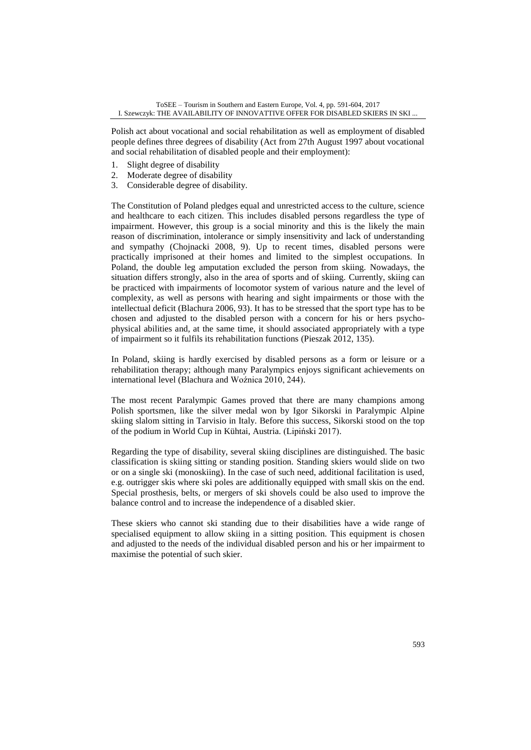Polish act about vocational and social rehabilitation as well as employment of disabled people defines three degrees of disability (Act from 27th August 1997 about vocational and social rehabilitation of disabled people and their employment):

1. Slight degree of disability
2. Moderate degree of disability
3. Considerable degree of disability.

The Constitution of Poland pledges equal and unrestricted access to the culture, science and healthcare to each citizen. This includes disabled persons regardless the type of impairment. However, this group is a social minority and this is the likely the main reason of discrimination, intolerance or simply insensitivity and lack of understanding and sympathy (Chojnacki 2008, 9). Up to recent times, disabled persons were practically imprisoned at their homes and limited to the simplest occupations. In Poland, the double leg amputation excluded the person from skiing. Nowadays, the situation differs strongly, also in the area of sports and of skiing. Currently, skiing can be practiced with impairments of locomotor system of various nature and the level of complexity, as well as persons with hearing and sight impairments or those with the intellectual deficit (Blachura 2006, 93). It has to be stressed that the sport type has to be chosen and adjusted to the disabled person with a concern for his or hers psycho-physical abilities and, at the same time, it should associated appropriately with a type of impairment so it fulfils its rehabilitation functions (Pieszak 2012, 135).

In Poland, skiing is hardly exercised by disabled persons as a form or leisure or a rehabilitation therapy; although many Paralympics enjoys significant achievements on international level (Blachura and Woźnica 2010, 244).

The most recent Paralympic Games proved that there are many champions among Polish sportsmen, like the silver medal won by Igor Sikorski in Paralympic Alpine skiing slalom sitting in Tarvisio in Italy. Before this success, Sikorski stood on the top of the podium in World Cup in Kühtai, Austria. (Lipiński 2017).

Regarding the type of disability, several skiing disciplines are distinguished. The basic classification is skiing sitting or standing position. Standing skiers would slide on two or on a single ski (monoskiing). In the case of such need, additional facilitation is used, e.g. outrigger skis where ski poles are additionally equipped with small skis on the end. Special prosthesis, belts, or mergers of ski shovels could be also used to improve the balance control and to increase the independence of a disabled skier.

These skiers who cannot ski standing due to their disabilities have a wide range of specialised equipment to allow skiing in a sitting position. This equipment is chosen and adjusted to the needs of the individual disabled person and his or her impairment to maximise the potential of such skier.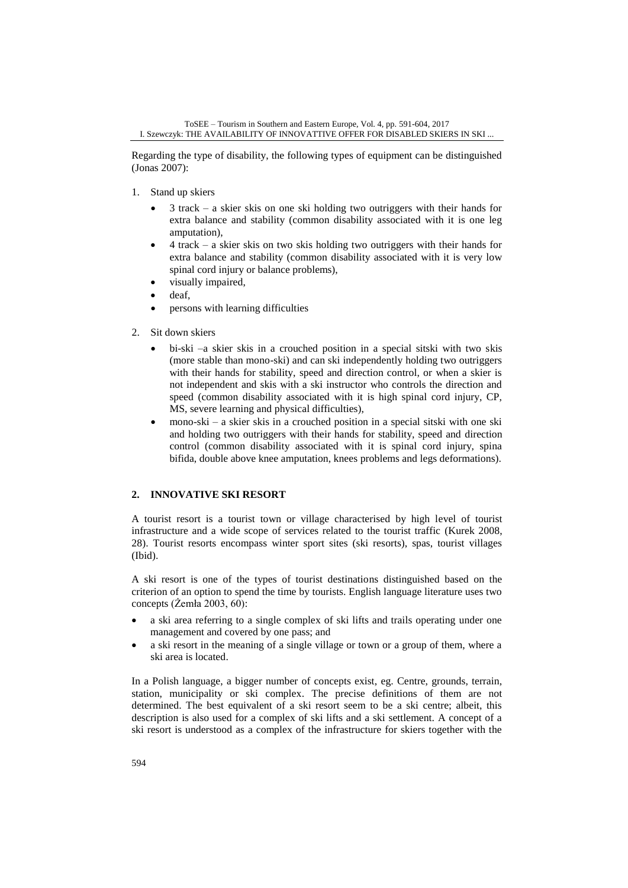Regarding the type of disability, the following types of equipment can be distinguished (Jonas 2007):

1. Stand up skiers
   - 3 track – a skier skis on one ski holding two outriggers with their hands for extra balance and stability (common disability associated with it is one leg amputation),
   - 4 track – a skier skis on two skis holding two outriggers with their hands for extra balance and stability (common disability associated with it is very low spinal cord injury or balance problems),
   - visually impaired,
   - deaf,
   - persons with learning difficulties
2. Sit down skiers
   - bi-ski –a skier skis in a crouched position in a special sitski with two skis (more stable than mono-ski) and can ski independently holding two outriggers with their hands for stability, speed and direction control, or when a skier is not independent and skis with a ski instructor who controls the direction and speed (common disability associated with it is high spinal cord injury, CP, MS, severe learning and physical difficulties),
   - mono-ski – a skier skis in a crouched position in a special sitski with one ski and holding two outriggers with their hands for stability, speed and direction control (common disability associated with it is spinal cord injury, spina bifida, double above knee amputation, knees problems and legs deformations).

## 2. INNOVATIVE SKI RESORT

A tourist resort is a tourist town or village characterised by high level of tourist infrastructure and a wide scope of services related to the tourist traffic (Kurek 2008, 28). Tourist resorts encompass winter sport sites (ski resorts), spas, tourist villages (Ibid).

A ski resort is one of the types of tourist destinations distinguished based on the criterion of an option to spend the time by tourists. English language literature uses two concepts (Żemła 2003, 60):

- a ski area referring to a single complex of ski lifts and trails operating under one management and covered by one pass; and
- a ski resort in the meaning of a single village or town or a group of them, where a ski area is located.

In a Polish language, a bigger number of concepts exist, eg. Centre, grounds, terrain, station, municipality or ski complex. The precise definitions of them are not determined. The best equivalent of a ski resort seem to be a ski centre; albeit, this description is also used for a complex of ski lifts and a ski settlement. A concept of a ski resort is understood as a complex of the infrastructure for skiers together with the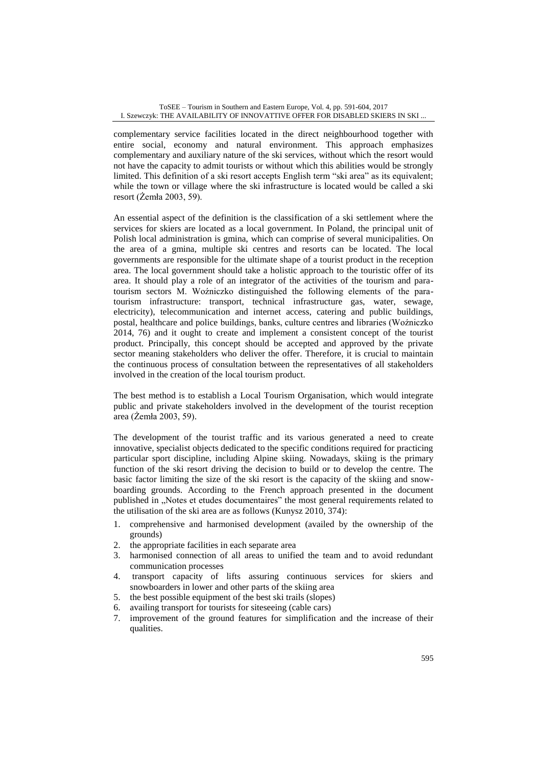complementary service facilities located in the direct neighbourhood together with entire social, economy and natural environment. This approach emphasizes complementary and auxiliary nature of the ski services, without which the resort would not have the capacity to admit tourists or without which this abilities would be strongly limited. This definition of a ski resort accepts English term "ski area" as its equivalent; while the town or village where the ski infrastructure is located would be called a ski resort (Żemła 2003, 59).

An essential aspect of the definition is the classification of a ski settlement where the services for skiers are located as a local government. In Poland, the principal unit of Polish local administration is gmina, which can comprise of several municipalities. On the area of a gmina, multiple ski centres and resorts can be located. The local governments are responsible for the ultimate shape of a tourist product in the reception area. The local government should take a holistic approach to the touristic offer of its area. It should play a role of an integrator of the activities of the tourism and para-tourism sectors M. Woźniczko distinguished the following elements of the para-tourism infrastructure: transport, technical infrastructure gas, water, sewage, electricity), telecommunication and internet access, catering and public buildings, postal, healthcare and police buildings, banks, culture centres and libraries (Woźniczko 2014, 76) and it ought to create and implement a consistent concept of the tourist product. Principally, this concept should be accepted and approved by the private sector meaning stakeholders who deliver the offer. Therefore, it is crucial to maintain the continuous process of consultation between the representatives of all stakeholders involved in the creation of the local tourism product.

The best method is to establish a Local Tourism Organisation, which would integrate public and private stakeholders involved in the development of the tourist reception area (Żemła 2003, 59).

The development of the tourist traffic and its various generated a need to create innovative, specialist objects dedicated to the specific conditions required for practicing particular sport discipline, including Alpine skiing. Nowadays, skiing is the primary function of the ski resort driving the decision to build or to develop the centre. The basic factor limiting the size of the ski resort is the capacity of the skiing and snow-boarding grounds. According to the French approach presented in the document published in „Notes et etudes documentaires" the most general requirements related to the utilisation of the ski area are as follows (Kunysz 2010, 374):

1. comprehensive and harmonised development (availed by the ownership of the grounds)
2. the appropriate facilities in each separate area
3. harmonised connection of all areas to unified the team and to avoid redundant communication processes
4. transport capacity of lifts assuring continuous services for skiers and snowboarders in lower and other parts of the skiing area
5. the best possible equipment of the best ski trails (slopes)
6. availing transport for tourists for siteseeing (cable cars)
7. improvement of the ground features for simplification and the increase of their qualities.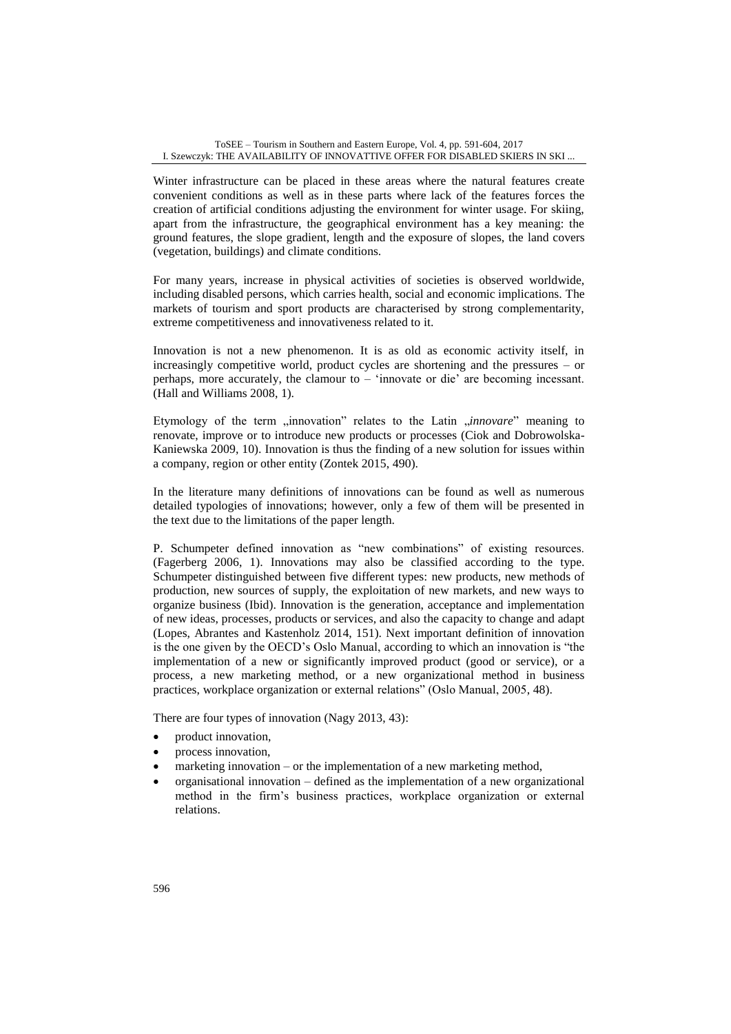Winter infrastructure can be placed in these areas where the natural features create convenient conditions as well as in these parts where lack of the features forces the creation of artificial conditions adjusting the environment for winter usage. For skiing, apart from the infrastructure, the geographical environment has a key meaning: the ground features, the slope gradient, length and the exposure of slopes, the land covers (vegetation, buildings) and climate conditions.

For many years, increase in physical activities of societies is observed worldwide, including disabled persons, which carries health, social and economic implications. The markets of tourism and sport products are characterised by strong complementarity, extreme competitiveness and innovativeness related to it.

Innovation is not a new phenomenon. It is as old as economic activity itself, in increasingly competitive world, product cycles are shortening and the pressures – or perhaps, more accurately, the clamour to – 'innovate or die' are becoming incessant. (Hall and Williams 2008, 1).

Etymology of the term „innovation" relates to the Latin „*innovare*" meaning to renovate, improve or to introduce new products or processes (Ciok and Dobrowolska-Kaniewska 2009, 10). Innovation is thus the finding of a new solution for issues within a company, region or other entity (Zontek 2015, 490).

In the literature many definitions of innovations can be found as well as numerous detailed typologies of innovations; however, only a few of them will be presented in the text due to the limitations of the paper length.

P. Schumpeter defined innovation as "new combinations" of existing resources. (Fagerberg 2006, 1). Innovations may also be classified according to the type. Schumpeter distinguished between five different types: new products, new methods of production, new sources of supply, the exploitation of new markets, and new ways to organize business (Ibid). Innovation is the generation, acceptance and implementation of new ideas, processes, products or services, and also the capacity to change and adapt (Lopes, Abrantes and Kastenholz 2014, 151). Next important definition of innovation is the one given by the OECD's Oslo Manual, according to which an innovation is "the implementation of a new or significantly improved product (good or service), or a process, a new marketing method, or a new organizational method in business practices, workplace organization or external relations" (Oslo Manual, 2005, 48).

There are four types of innovation (Nagy 2013, 43):

- product innovation,
- process innovation,
- marketing innovation – or the implementation of a new marketing method,
- organisational innovation – defined as the implementation of a new organizational method in the firm's business practices, workplace organization or external relations.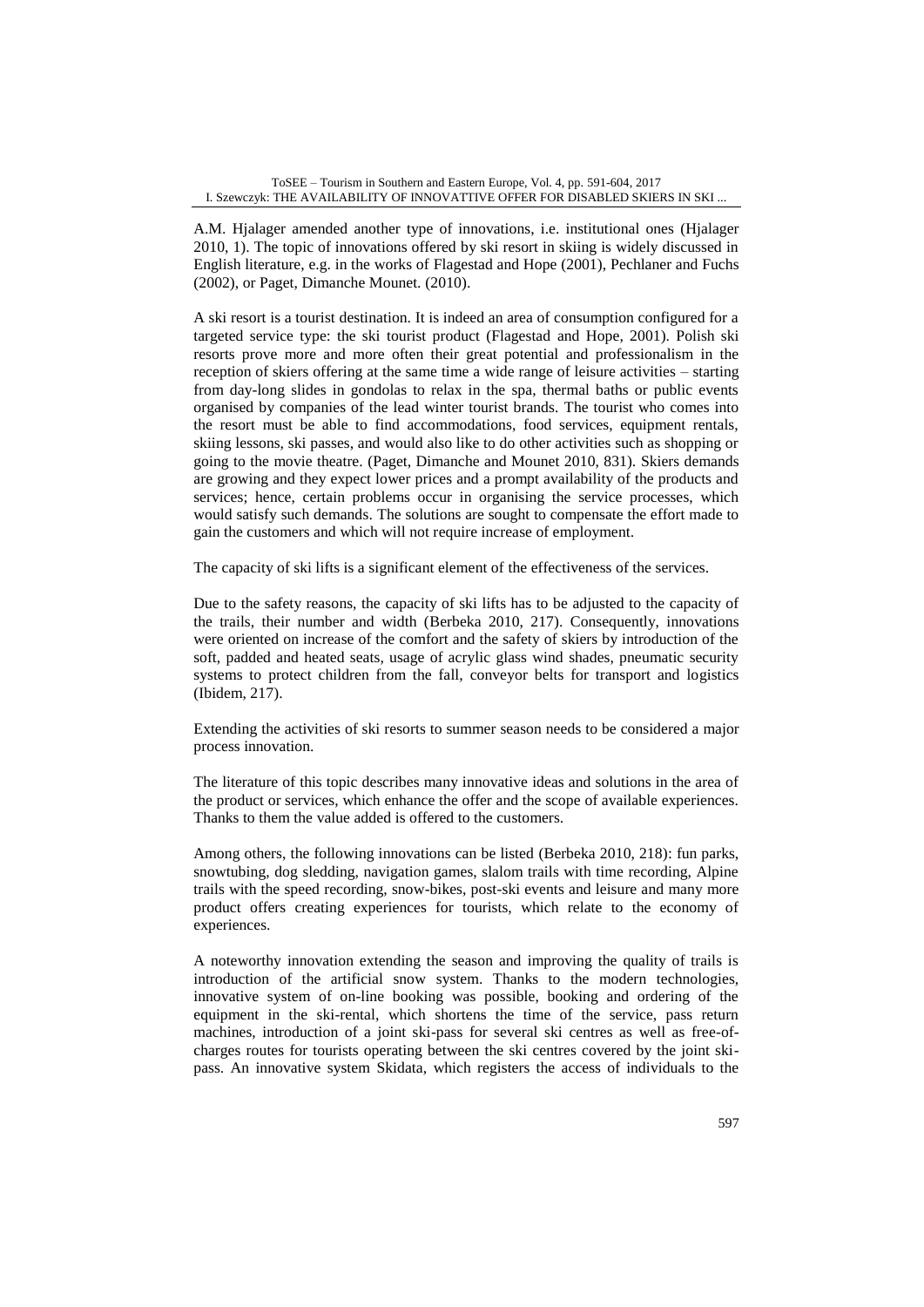A.M. Hjalager amended another type of innovations, i.e. institutional ones (Hjalager 2010, 1). The topic of innovations offered by ski resort in skiing is widely discussed in English literature, e.g. in the works of Flagestad and Hope (2001), Pechlaner and Fuchs (2002), or Paget, Dimanche Mounet. (2010).

A ski resort is a tourist destination. It is indeed an area of consumption configured for a targeted service type: the ski tourist product (Flagestad and Hope, 2001). Polish ski resorts prove more and more often their great potential and professionalism in the reception of skiers offering at the same time a wide range of leisure activities – starting from day-long slides in gondolas to relax in the spa, thermal baths or public events organised by companies of the lead winter tourist brands. The tourist who comes into the resort must be able to find accommodations, food services, equipment rentals, skiing lessons, ski passes, and would also like to do other activities such as shopping or going to the movie theatre. (Paget, Dimanche and Mounet 2010, 831). Skiers demands are growing and they expect lower prices and a prompt availability of the products and services; hence, certain problems occur in organising the service processes, which would satisfy such demands. The solutions are sought to compensate the effort made to gain the customers and which will not require increase of employment.

The capacity of ski lifts is a significant element of the effectiveness of the services.

Due to the safety reasons, the capacity of ski lifts has to be adjusted to the capacity of the trails, their number and width (Berbeka 2010, 217). Consequently, innovations were oriented on increase of the comfort and the safety of skiers by introduction of the soft, padded and heated seats, usage of acrylic glass wind shades, pneumatic security systems to protect children from the fall, conveyor belts for transport and logistics (Ibidem, 217).

Extending the activities of ski resorts to summer season needs to be considered a major process innovation.

The literature of this topic describes many innovative ideas and solutions in the area of the product or services, which enhance the offer and the scope of available experiences. Thanks to them the value added is offered to the customers.

Among others, the following innovations can be listed (Berbeka 2010, 218): fun parks, snowtubing, dog sledding, navigation games, slalom trails with time recording, Alpine trails with the speed recording, snow-bikes, post-ski events and leisure and many more product offers creating experiences for tourists, which relate to the economy of experiences.

A noteworthy innovation extending the season and improving the quality of trails is introduction of the artificial snow system. Thanks to the modern technologies, innovative system of on-line booking was possible, booking and ordering of the equipment in the ski-rental, which shortens the time of the service, pass return machines, introduction of a joint ski-pass for several ski centres as well as free-of-charges routes for tourists operating between the ski centres covered by the joint ski-pass. An innovative system Skidata, which registers the access of individuals to the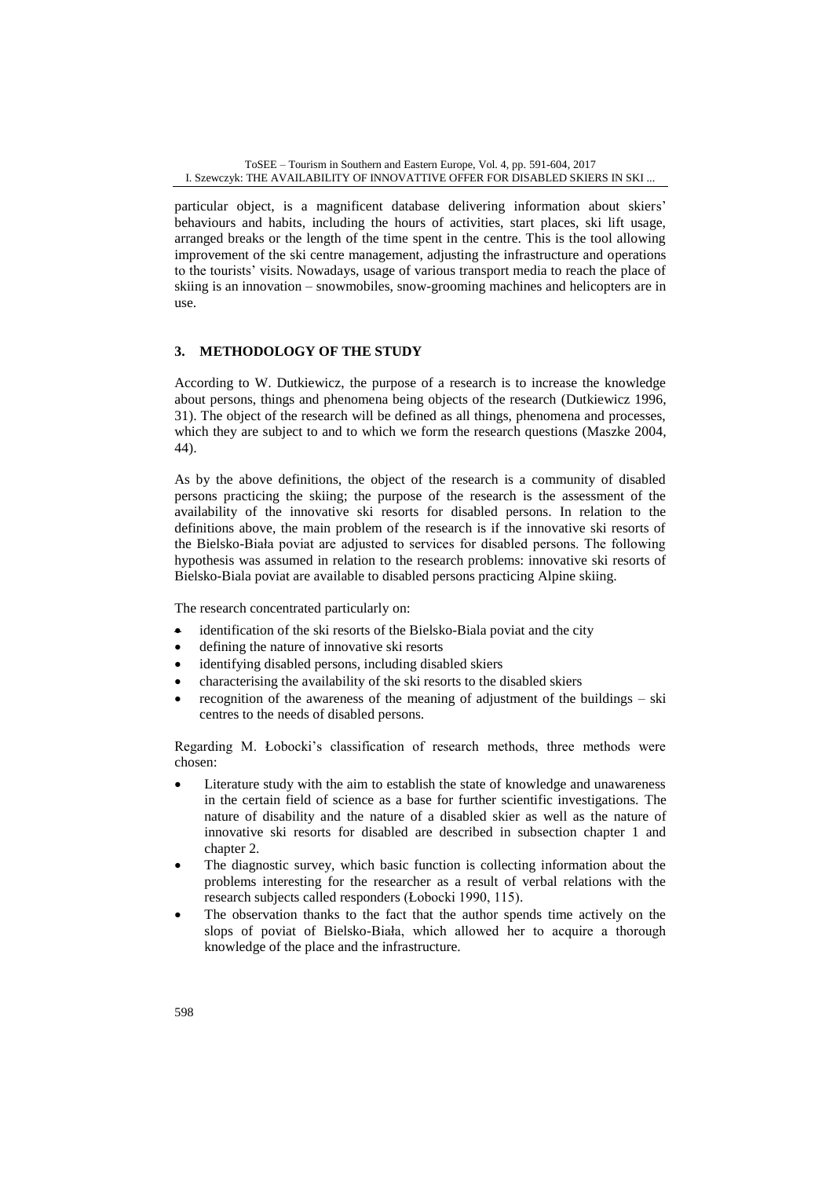particular object, is a magnificent database delivering information about skiers' behaviours and habits, including the hours of activities, start places, ski lift usage, arranged breaks or the length of the time spent in the centre. This is the tool allowing improvement of the ski centre management, adjusting the infrastructure and operations to the tourists' visits. Nowadays, usage of various transport media to reach the place of skiing is an innovation – snowmobiles, snow-grooming machines and helicopters are in use.

## 3. METHODOLOGY OF THE STUDY

According to W. Dutkiewicz, the purpose of a research is to increase the knowledge about persons, things and phenomena being objects of the research (Dutkiewicz 1996, 31). The object of the research will be defined as all things, phenomena and processes, which they are subject to and to which we form the research questions (Maszke 2004, 44).

As by the above definitions, the object of the research is a community of disabled persons practicing the skiing; the purpose of the research is the assessment of the availability of the innovative ski resorts for disabled persons. In relation to the definitions above, the main problem of the research is if the innovative ski resorts of the Bielsko-Biała poviat are adjusted to services for disabled persons. The following hypothesis was assumed in relation to the research problems: innovative ski resorts of Bielsko-Biala poviat are available to disabled persons practicing Alpine skiing.

The research concentrated particularly on:

- identification of the ski resorts of the Bielsko-Biala poviat and the city
- defining the nature of innovative ski resorts
- identifying disabled persons, including disabled skiers
- characterising the availability of the ski resorts to the disabled skiers
- recognition of the awareness of the meaning of adjustment of the buildings – ski centres to the needs of disabled persons.

Regarding M. Łobocki's classification of research methods, three methods were chosen:

- Literature study with the aim to establish the state of knowledge and unawareness in the certain field of science as a base for further scientific investigations. The nature of disability and the nature of a disabled skier as well as the nature of innovative ski resorts for disabled are described in subsection chapter 1 and chapter 2.
- The diagnostic survey, which basic function is collecting information about the problems interesting for the researcher as a result of verbal relations with the research subjects called responders (Łobocki 1990, 115).
- The observation thanks to the fact that the author spends time actively on the slopes of poviat of Bielsko-Biała, which allowed her to acquire a thorough knowledge of the place and the infrastructure.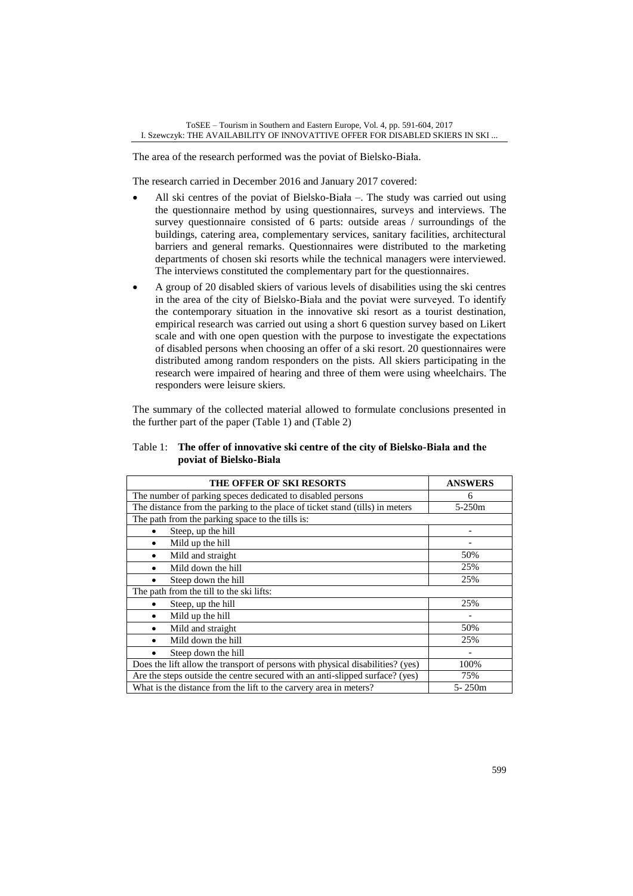The area of the research performed was the poviat of Bielsko-Biała.

The research carried in December 2016 and January 2017 covered:

- All ski centres of the poviat of Bielsko-Biała –. The study was carried out using the questionnaire method by using questionnaires, surveys and interviews. The survey questionnaire consisted of 6 parts: outside areas / surroundings of the buildings, catering area, complementary services, sanitary facilities, architectural barriers and general remarks. Questionnaires were distributed to the marketing departments of chosen ski resorts while the technical managers were interviewed. The interviews constituted the complementary part for the questionnaires.
- A group of 20 disabled skiers of various levels of disabilities using the ski centres in the area of the city of Bielsko-Biała and the poviat were surveyed. To identify the contemporary situation in the innovative ski resort as a tourist destination, empirical research was carried out using a short 6 question survey based on Likert scale and with one open question with the purpose to investigate the expectations of disabled persons when choosing an offer of a ski resort. 20 questionnaires were distributed among random responders on the pists. All skiers participating in the research were impaired of hearing and three of them were using wheelchairs. The responders were leisure skiers.

The summary of the collected material allowed to formulate conclusions presented in the further part of the paper (Table 1) and (Table 2)

Table 1: **The offer of innovative ski centre of the city of Bielsko-Biała and the poviat of Bielsko-Biała**

| THE OFFER OF SKI RESORTS | ANSWERS |
|---|---|
| The number of parking speces dedicated to disabled persons | 6 |
| The distance from the parking to the place of ticket stand (tills) in meters | 5-250m |
| The path from the parking space to the tills is: | |
| • Steep, up the hill | - |
| • Mild up the hill | - |
| • Mild and straight | 50% |
| • Mild down the hill | 25% |
| • Steep down the hill | 25% |
| The path from the till to the ski lifts: | |
| • Steep, up the hill | 25% |
| • Mild up the hill | - |
| • Mild and straight | 50% |
| • Mild down the hill | 25% |
| • Steep down the hill | - |
| Does the lift allow the transport of persons with physical disabilities? (yes) | 100% |
| Are the steps outside the centre secured with an anti-slipped surface? (yes) | 75% |
| What is the distance from the lift to the carvery area in meters? | 5- 250m |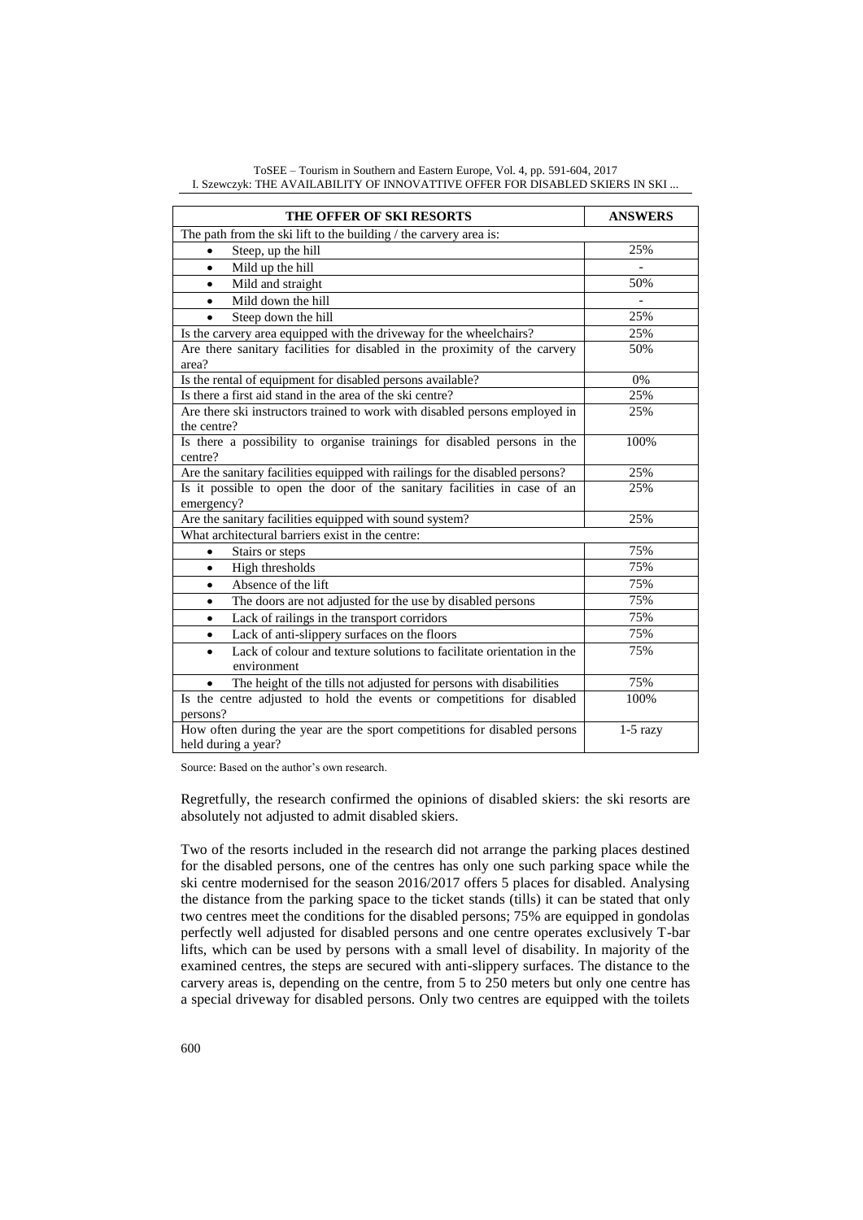| THE OFFER OF SKI RESORTS | ANSWERS |
| --- | --- |
| The path from the ski lift to the building / the carvery area is: | |
| • Steep, up the hill | 25% |
| • Mild up the hill | - |
| • Mild and straight | 50% |
| • Mild down the hill | - |
| • Steep down the hill | 25% |
| Is the carvery area equipped with the driveway for the wheelchairs? | 25% |
| Are there sanitary facilities for disabled in the proximity of the carvery area? | 50% |
| Is the rental of equipment for disabled persons available? | 0% |
| Is there a first aid stand in the area of the ski centre? | 25% |
| Are there ski instructors trained to work with disabled persons employed in the centre? | 25% |
| Is there a possibility to organise trainings for disabled persons in the centre? | 100% |
| Are the sanitary facilities equipped with railings for the disabled persons? | 25% |
| Is it possible to open the door of the sanitary facilities in case of an emergency? | 25% |
| Are the sanitary facilities equipped with sound system? | 25% |
| What architectural barriers exist in the centre: | |
| • Stairs or steps | 75% |
| • High thresholds | 75% |
| • Absence of the lift | 75% |
| • The doors are not adjusted for the use by disabled persons | 75% |
| • Lack of railings in the transport corridors | 75% |
| • Lack of anti-slippery surfaces on the floors | 75% |
| • Lack of colour and texture solutions to facilitate orientation in the environment | 75% |
| • The height of the tills not adjusted for persons with disabilities | 75% |
| Is the centre adjusted to hold the events or competitions for disabled persons? | 100% |
| How often during the year are the sport competitions for disabled persons held during a year? | 1-5 razy |

Source: Based on the author's own research.

Regretfully, the research confirmed the opinions of disabled skiers: the ski resorts are absolutely not adjusted to admit disabled skiers.

Two of the resorts included in the research did not arrange the parking places destined for the disabled persons, one of the centres has only one such parking space while the ski centre modernised for the season 2016/2017 offers 5 places for disabled. Analysing the distance from the parking space to the ticket stands (tills) it can be stated that only two centres meet the conditions for the disabled persons; 75% are equipped in gondolas perfectly well adjusted for disabled persons and one centre operates exclusively T-bar lifts, which can be used by persons with a small level of disability. In majority of the examined centres, the steps are secured with anti-slippery surfaces. The distance to the carvery areas is, depending on the centre, from 5 to 250 meters but only one centre has a special driveway for disabled persons. Only two centres are equipped with the toilets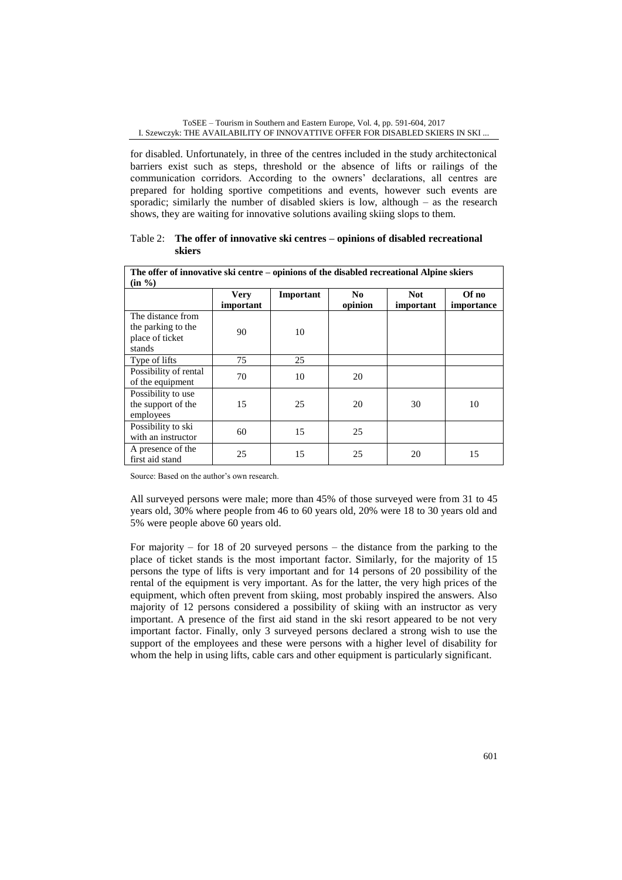for disabled. Unfortunately, in three of the centres included in the study architectonical barriers exist such as steps, threshold or the absence of lifts or railings of the communication corridors. According to the owners' declarations, all centres are prepared for holding sportive competitions and events, however such events are sporadic; similarly the number of disabled skiers is low, although – as the research shows, they are waiting for innovative solutions availing skiing slopes to them.

Table 2: **The offer of innovative ski centres – opinions of disabled recreational skiers**

| **The offer of innovative ski centre – opinions of the disabled recreational Alpine skiers (in %)** | | | | | |
|---|---|---|---|---|---|
| | **Very important** | **Important** | **No opinion** | **Not important** | **Of no importance** |
| The distance from the parking to the place of ticket stands | 90 | 10 | | | |
| Type of lifts | 75 | 25 | | | |
| Possibility of rental of the equipment | 70 | 10 | 20 | | |
| Possibility to use the support of the employees | 15 | 25 | 20 | 30 | 10 |
| Possibility to ski with an instructor | 60 | 15 | 25 | | |
| A presence of the first aid stand | 25 | 15 | 25 | 20 | 15 |

Source: Based on the author's own research.

All surveyed persons were male; more than 45% of those surveyed were from 31 to 45 years old, 30% where people from 46 to 60 years old, 20% were 18 to 30 years old and 5% were people above 60 years old.

For majority – for 18 of 20 surveyed persons – the distance from the parking to the place of ticket stands is the most important factor. Similarly, for the majority of 15 persons the type of lifts is very important and for 14 persons of 20 possibility of the rental of the equipment is very important. As for the latter, the very high prices of the equipment, which often prevent from skiing, most probably inspired the answers. Also majority of 12 persons considered a possibility of skiing with an instructor as very important. A presence of the first aid stand in the ski resort appeared to be not very important factor. Finally, only 3 surveyed persons declared a strong wish to use the support of the employees and these were persons with a higher level of disability for whom the help in using lifts, cable cars and other equipment is particularly significant.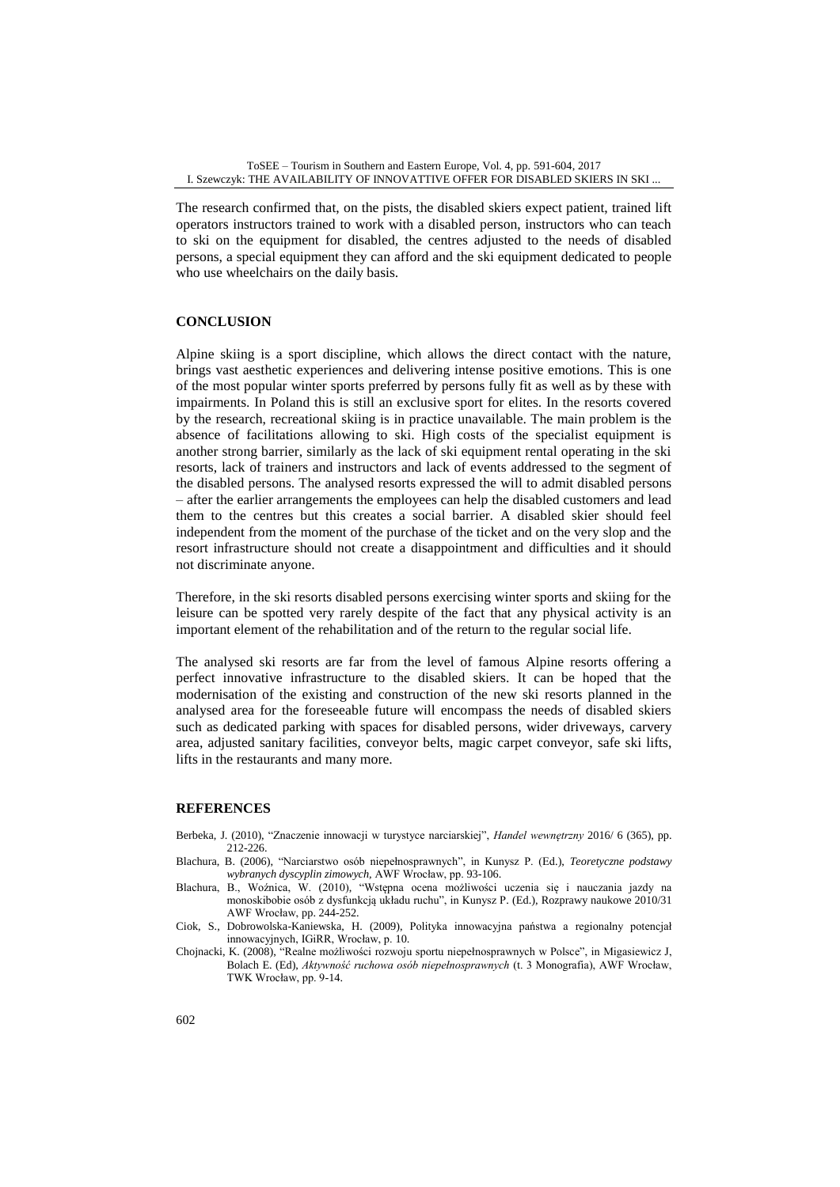The research confirmed that, on the pists, the disabled skiers expect patient, trained lift operators instructors trained to work with a disabled person, instructors who can teach to ski on the equipment for disabled, the centres adjusted to the needs of disabled persons, a special equipment they can afford and the ski equipment dedicated to people who use wheelchairs on the daily basis.

## CONCLUSION

Alpine skiing is a sport discipline, which allows the direct contact with the nature, brings vast aesthetic experiences and delivering intense positive emotions. This is one of the most popular winter sports preferred by persons fully fit as well as by these with impairments. In Poland this is still an exclusive sport for elites. In the resorts covered by the research, recreational skiing is in practice unavailable. The main problem is the absence of facilitations allowing to ski. High costs of the specialist equipment is another strong barrier, similarly as the lack of ski equipment rental operating in the ski resorts, lack of trainers and instructors and lack of events addressed to the segment of the disabled persons. The analysed resorts expressed the will to admit disabled persons – after the earlier arrangements the employees can help the disabled customers and lead them to the centres but this creates a social barrier. A disabled skier should feel independent from the moment of the purchase of the ticket and on the very slop and the resort infrastructure should not create a disappointment and difficulties and it should not discriminate anyone.

Therefore, in the ski resorts disabled persons exercising winter sports and skiing for the leisure can be spotted very rarely despite of the fact that any physical activity is an important element of the rehabilitation and of the return to the regular social life.

The analysed ski resorts are far from the level of famous Alpine resorts offering a perfect innovative infrastructure to the disabled skiers. It can be hoped that the modernisation of the existing and construction of the new ski resorts planned in the analysed area for the foreseeable future will encompass the needs of disabled skiers such as dedicated parking with spaces for disabled persons, wider driveways, carvery area, adjusted sanitary facilities, conveyor belts, magic carpet conveyor, safe ski lifts, lifts in the restaurants and many more.

## REFERENCES

Berbeka, J. (2010), "Znaczenie innowacji w turystyce narciarskiej", *Handel wewnętrzny* 2016/ 6 (365), pp. 212-226.

Blachura, B. (2006), "Narciarstwo osób niepełnosprawnych", in Kunysz P. (Ed.), *Teoretyczne podstawy wybranych dyscyplin zimowych*, AWF Wrocław, pp. 93-106.

Blachura, B., Woźnica, W. (2010), "Wstępna ocena możliwości uczenia się i nauczania jazdy na monoskibobie osób z dysfunkcją układu ruchu", in Kunysz P. (Ed.), Rozprawy naukowe 2010/31 AWF Wrocław, pp. 244-252.

Ciok, S., Dobrowolska-Kaniewska, H. (2009), Polityka innowacyjna państwa a regionalny potencjał innowacyjnych, IGiRR, Wrocław, p. 10.

Chojnacki, K. (2008), "Realne możliwości rozwoju sportu niepełnosprawnych w Polsce", in Migasiewicz J, Bolach E. (Ed), *Aktywność ruchowa osób niepełnosprawnych* (t. 3 Monografia), AWF Wrocław, TWK Wrocław, pp. 9-14.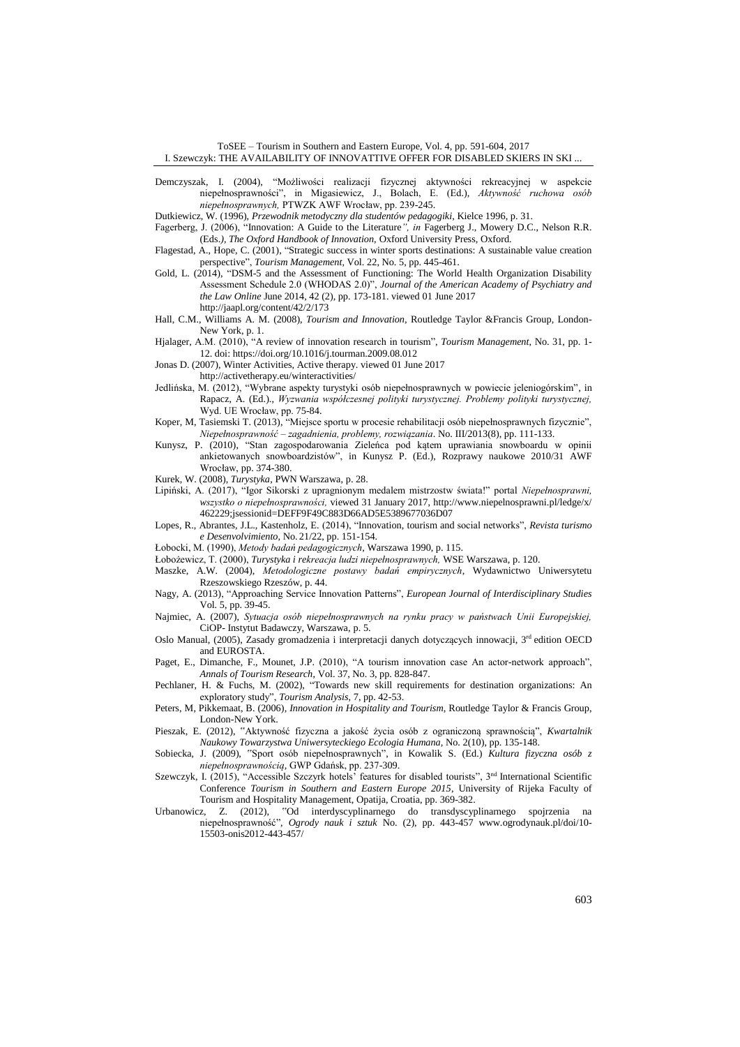Demczyszak, I. (2004), "Możliwości realizacji fizycznej aktywności rekreacyjnej w aspekcie niepełnosprawności", in Migasiewicz, J., Bolach, E. (Ed.), *Aktywność ruchowa osób niepełnosprawnych,* PTWZK AWF Wrocław, pp. 239-245.

Dutkiewicz, W. (1996), *Przewodnik metodyczny dla studentów pedagogiki*, Kielce 1996, p. 31.

Fagerberg, J. (2006), "Innovation: A Guide to the Literature*", in* Fagerberg J., Mowery D.C., Nelson R.R. (Eds.*), The Oxford Handbook of Innovation,* Oxford University Press, Oxford.

Flagestad, A., Hope, C. (2001), "Strategic success in winter sports destinations: A sustainable value creation perspective", *Tourism Management*, Vol. 22, No. 5, pp. 445-461.

Gold, L. (2014), "DSM-5 and the Assessment of Functioning: The World Health Organization Disability Assessment Schedule 2.0 (WHODAS 2.0)", *Journal of the American Academy of Psychiatry and the Law Online* June 2014, 42 (2), pp. 173-181. viewed 01 June 2017 http://jaapl.org/content/42/2/173

Hall, C.M., Williams A. M. (2008), *Tourism and Innovation*, Routledge Taylor &Francis Group, London-New York, p. 1.

Hjalager, A.M. (2010), "A review of innovation research in tourism", *Tourism Management*, No. 31, pp. 1-12. doi: https://doi.org/10.1016/j.tourman.2009.08.012

Jonas D. (2007), Winter Activities, Active therapy. viewed 01 June 2017 http://activetherapy.eu/winteractivities/

Jedlińska, M. (2012), "Wybrane aspekty turystyki osób niepełnosprawnych w powiecie jeleniogórskim", in Rapacz, A. (Ed.)., *Wyzwania współczesnej polityki turystycznej. Problemy polityki turystycznej,* Wyd. UE Wrocław, pp. 75-84.

Koper, M, Tasiemski T. (2013), "Miejsce sportu w procesie rehabilitacji osób niepełnosprawnych fizycznie", *Niepełnosprawność – zagadnienia, problemy, rozwiązania*. No. III/2013(8), pp. 111-133.

Kunysz, P. (2010), "Stan zagospodarowania Zieleńca pod kątem uprawiania snowboardu w opinii ankietowanych snowboardzistów", in Kunysz P. (Ed.), Rozprawy naukowe 2010/31 AWF Wrocław, pp. 374-380.

Kurek, W. (2008), *Turystyka*, PWN Warszawa, p. 28.

Lipiński, A. (2017), "Igor Sikorski z upragnionym medalem mistrzostw świata!" portal *Niepełnosprawni, wszystko o niepełnosprawności,* viewed 31 January 2017, http://www.niepelnosprawni.pl/ledge/x/462229;jsessionid=DEFF9F49C883D66AD5E5389677036D07

Lopes, R., Abrantes, J.L., Kastenholz, E. (2014), "Innovation, tourism and social networks", *Revista turismo e Desenvolvimiento*, No. 21/22, pp. 151-154.

Łobocki, M. (1990), *Metody badań pedagogicznych*, Warszawa 1990, p. 115.

Łobożewicz, T. (2000), *Turystyka i rekreacja ludzi niepełnosprawnych,* WSE Warszawa, p. 120.

Maszke, A.W. (2004), *Metodologiczne postawy badań empirycznych*, Wydawnictwo Uniwersytetu Rzeszowskiego Rzeszów, p. 44.

Nagy, A. (2013), "Approaching Service Innovation Patterns", *European Journal of Interdisciplinary Studies* Vol. 5, pp. 39-45.

Najmiec, A. (2007), *Sytuacja osób niepełnosprawnych na rynku pracy w państwach Unii Europejskiej,* CiOP- Instytut Badawczy, Warszawa, p. 5.

Oslo Manual, (2005), Zasady gromadzenia i interpretacji danych dotyczących innowacji, 3rd edition OECD and EUROSTA.

Paget, E., Dimanche, F., Mounet, J.P. (2010), "A tourism innovation case An actor-network approach", *Annals of Tourism Research*, Vol. 37, No. 3, pp. 828-847.

Pechlaner, H. & Fuchs, M. (2002), "Towards new skill requirements for destination organizations: An exploratory study", *Tourism Analysis*, 7, pp. 42-53.

Peters, M, Pikkemaat, B. (2006), *Innovation in Hospitality and Tourism*, Routledge Taylor & Francis Group, London-New York.

Pieszak, E. (2012), "Aktywność fizyczna a jakość życia osób z ograniczoną sprawnością", *Kwartalnik Naukowy Towarzystwa Uniwersyteckiego Ecologia Humana,* No. 2(10), pp. 135-148.

Sobiecka, J. (2009), "Sport osób niepełnosprawnych", in Kowalik S. (Ed.) *Kultura fizyczna osób z niepełnosprawnością*, GWP Gdańsk, pp. 237-309.

Szewczyk, I. (2015), "Accessible Szczyrk hotels' features for disabled tourists", 3rd International Scientific Conference *Tourism in Southern and Eastern Europe 2015*, University of Rijeka Faculty of Tourism and Hospitality Management, Opatija, Croatia, pp. 369-382.

Urbanowicz, Z. (2012), "Od interdyscyplinarnego do transdyscyplinarnego spojrzenia na niepełnosprawność", *Ogrody nauk i sztuk* No. (2), pp. 443-457 www.ogrodynauk.pl/doi/10-15503-onis2012-443-457/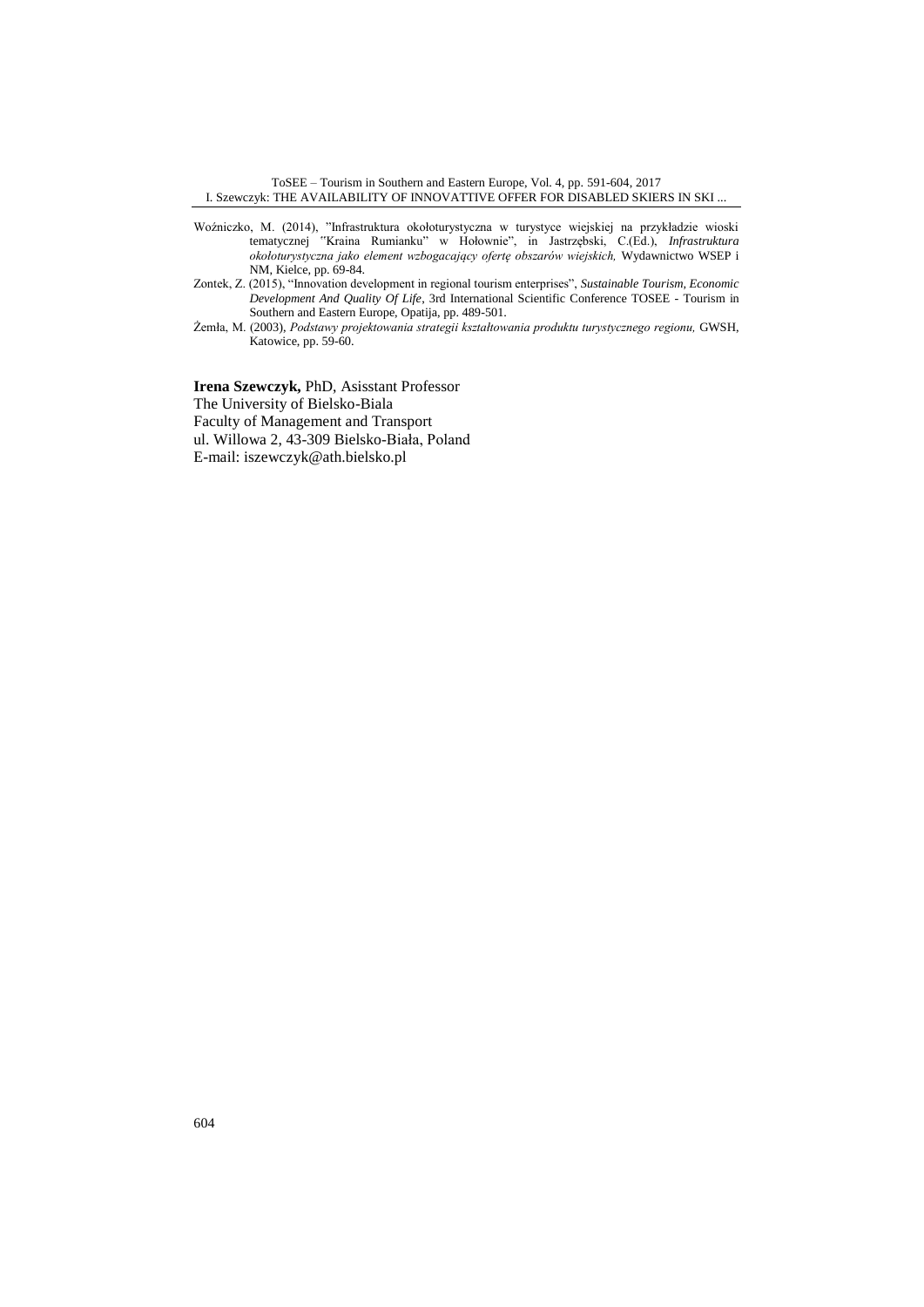Woźniczko, M. (2014), "Infrastruktura okołoturystyczna w turystyce wiejskiej na przykładzie wioski tematycznej "Kraina Rumianku" w Hołownie", in Jastrzębski, C.(Ed.), *Infrastruktura okołoturystyczna jako element wzbogacający ofertę obszarów wiejskich,* Wydawnictwo WSEP i NM, Kielce, pp. 69-84.

Zontek, Z. (2015), "Innovation development in regional tourism enterprises", *Sustainable Tourism, Economic Development And Quality Of Life*, 3rd International Scientific Conference TOSEE - Tourism in Southern and Eastern Europe, Opatija, pp. 489-501.

Żemła, M. (2003), *Podstawy projektowania strategii kształtowania produktu turystycznego regionu,* GWSH, Katowice, pp. 59-60.

**Irena Szewczyk,** PhD, Asisstant Professor
The University of Bielsko-Biala
Faculty of Management and Transport
ul. Willowa 2, 43-309 Bielsko-Biała, Poland
E-mail: iszewczyk@ath.bielsko.pl